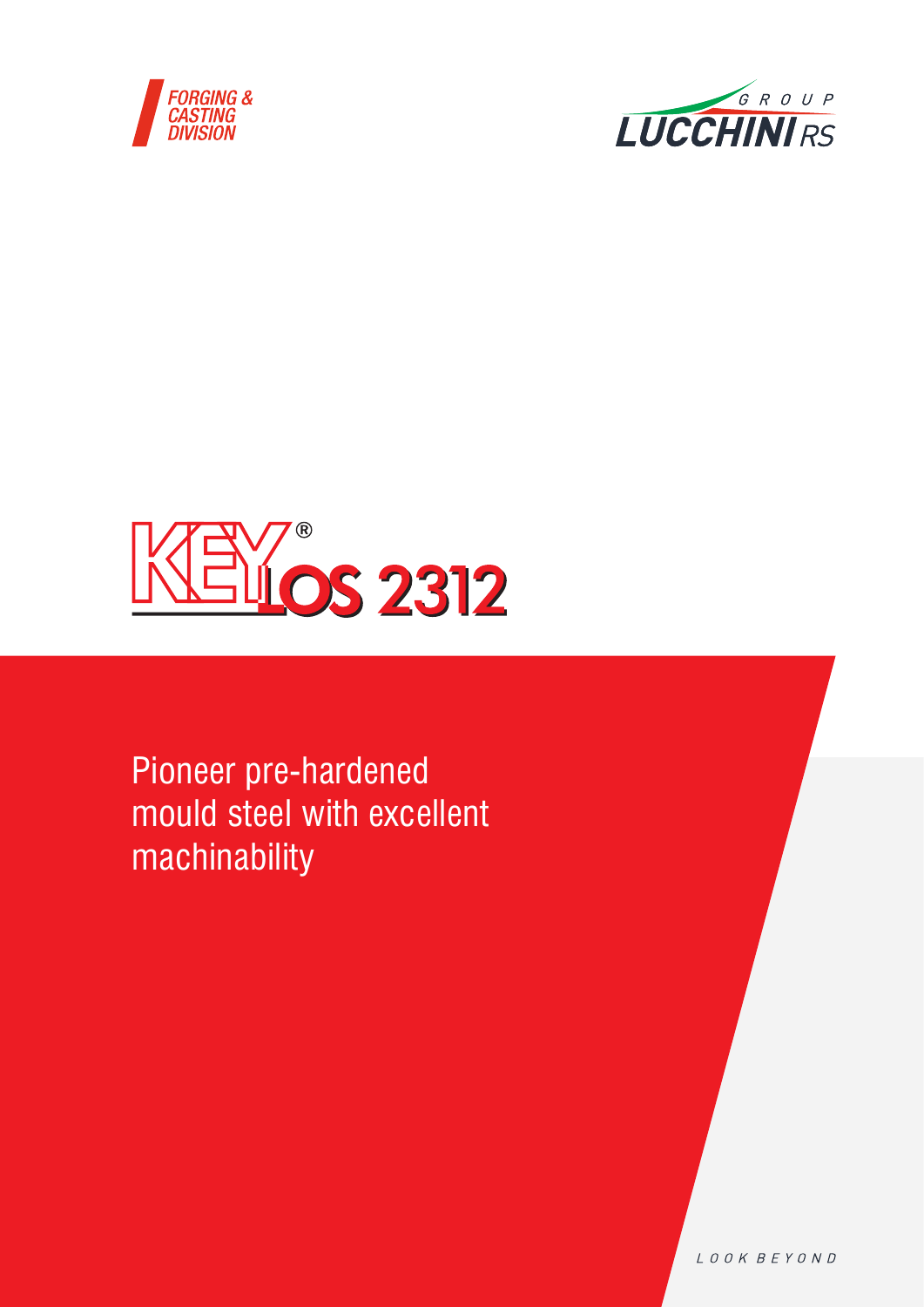FORGING & CASTING DIVISION

GROUP LUCCHINI RS

# KEYLOS 2312®

Pioneer pre-hardened mould steel with excellent machinability

LOOK BEYOND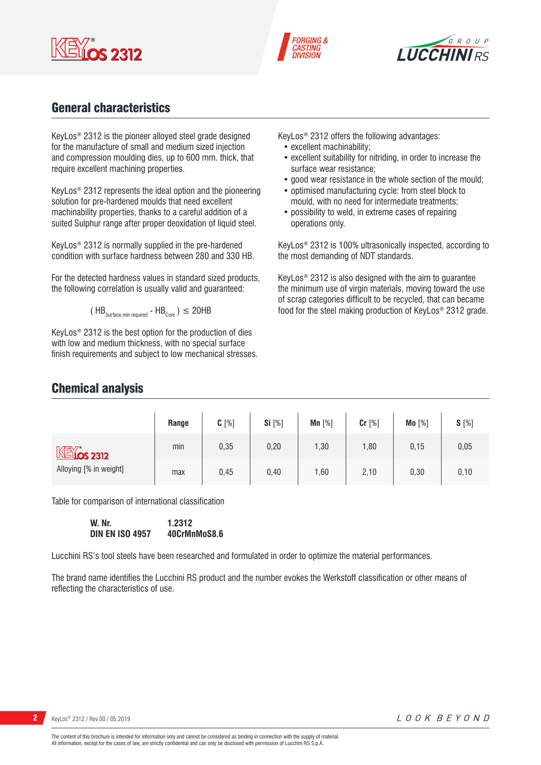## General characteristics

KeyLos® 2312 is the pioneer alloyed steel grade designed for the manufacture of small and medium sized injection and compression moulding dies, up to 600 mm. thick, that require excellent machining properties.

KeyLos® 2312 represents the ideal option and the pioneering solution for pre-hardened moulds that need excellent machinability properties, thanks to a careful addition of a suited Sulphur range after proper deoxidation of liquid steel.

KeyLos® 2312 is normally supplied in the pre-hardened condition with surface hardness between 280 and 330 HB.

For the detected hardness values in standard sized products, the following correlation is usually valid and guaranteed:

$$( HB_{Surface,min\ required} - HB_{Core} ) \leq 20HB$$

KeyLos® 2312 is the best option for the production of dies with low and medium thickness, with no special surface finish requirements and subject to low mechanical stresses.

KeyLos® 2312 offers the following advantages:
- excellent machinability;
- excellent suitability for nitriding, in order to increase the surface wear resistance;
- good wear resistance in the whole section of the mould;
- optimised manufacturing cycle: from steel block to mould, with no need for intermediate treatments;
- possibility to weld, in extreme cases of repairing operations only.

KeyLos® 2312 is 100% ultrasonically inspected, according to the most demanding of NDT standards.

KeyLos® 2312 is also designed with the aim to guarantee the minimum use of virgin materials, moving toward the use of scrap categories difficult to be recycled, that can became food for the steel making production of KeyLos® 2312 grade.

## Chemical analysis

| | Range | **C** [%] | **Si** [%] | **Mn** [%] | **Cr** [%] | **Mo** [%] | **S** [%] |
|---|---|---|---|---|---|---|---|
| KeyLos 2312 Alloying [% in weight] | min | 0,35 | 0,20 | 1,30 | 1,80 | 0,15 | 0,05 |
| | max | 0,45 | 0,40 | 1,60 | 2,10 | 0,30 | 0,10 |

Table for comparison of international classification

| | |
|---|---|
| **W. Nr.** | **1.2312** |
| **DIN EN ISO 4957** | **40CrMnMoS8.6** |

Lucchini RS's tool steels have been researched and formulated in order to optimize the material performances.

The brand name identifies the Lucchini RS product and the number evokes the Werkstoff classification or other means of reflecting the characteristics of use.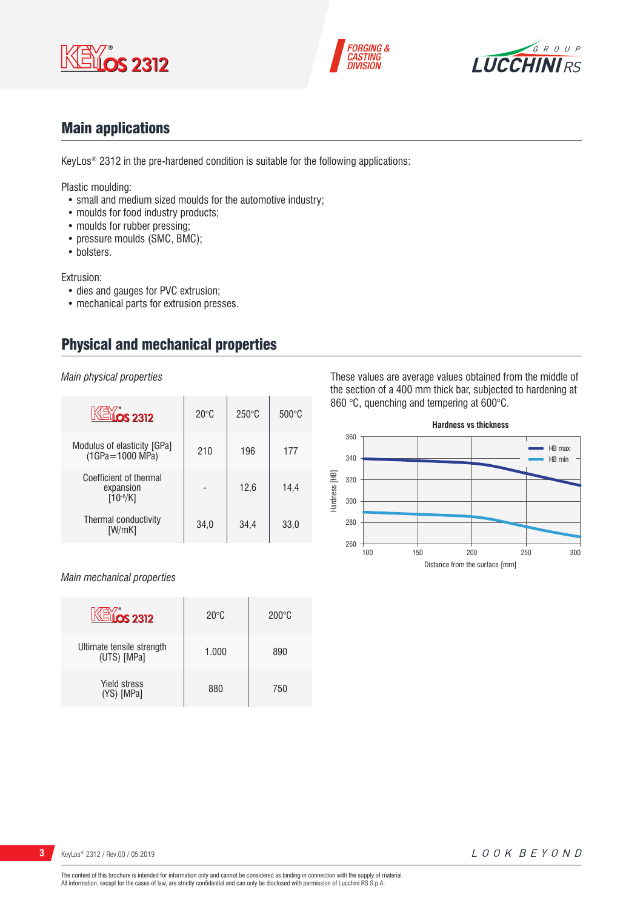## Main applications

KeyLos® 2312 in the pre-hardened condition is suitable for the following applications:

Plastic moulding:

- small and medium sized moulds for the automotive industry;
- moulds for food industry products;
- moulds for rubber pressing;
- pressure moulds (SMC, BMC);
- bolsters.

Extrusion:

- dies and gauges for PVC extrusion;
- mechanical parts for extrusion presses.

## Physical and mechanical properties

*Main physical properties*

| KeyLos 2312 | 20°C | 250°C | 500°C |
|---|---|---|---|
| Modulus of elasticity [GPa] (1GPa=1000 MPa) | 210 | 196 | 177 |
| Coefficient of thermal expansion [$10^{-6}$/K] | - | 12,6 | 14,4 |
| Thermal conductivity [W/mK] | 34,0 | 34,4 | 33,0 |

These values are average values obtained from the middle of the section of a 400 mm thick bar, subjected to hardening at 860 °C, quenching and tempering at 600°C.

**Hardness vs thickness**

Hardness [HB] vs Distance from the surface [mm] (HB max, HB min)

*Main mechanical properties*

| KeyLos 2312 | 20°C | 200°C |
|---|---|---|
| Ultimate tensile strength (UTS) [MPa] | 1.000 | 890 |
| Yield stress (YS) [MPa] | 880 | 750 |

The content of this brochure is intended for information only and cannot be considered as binding in connection with the supply of material.
All information, except for the cases of law, are strictly confidential and can only be disclosed with permission of Lucchini RS S.p.A.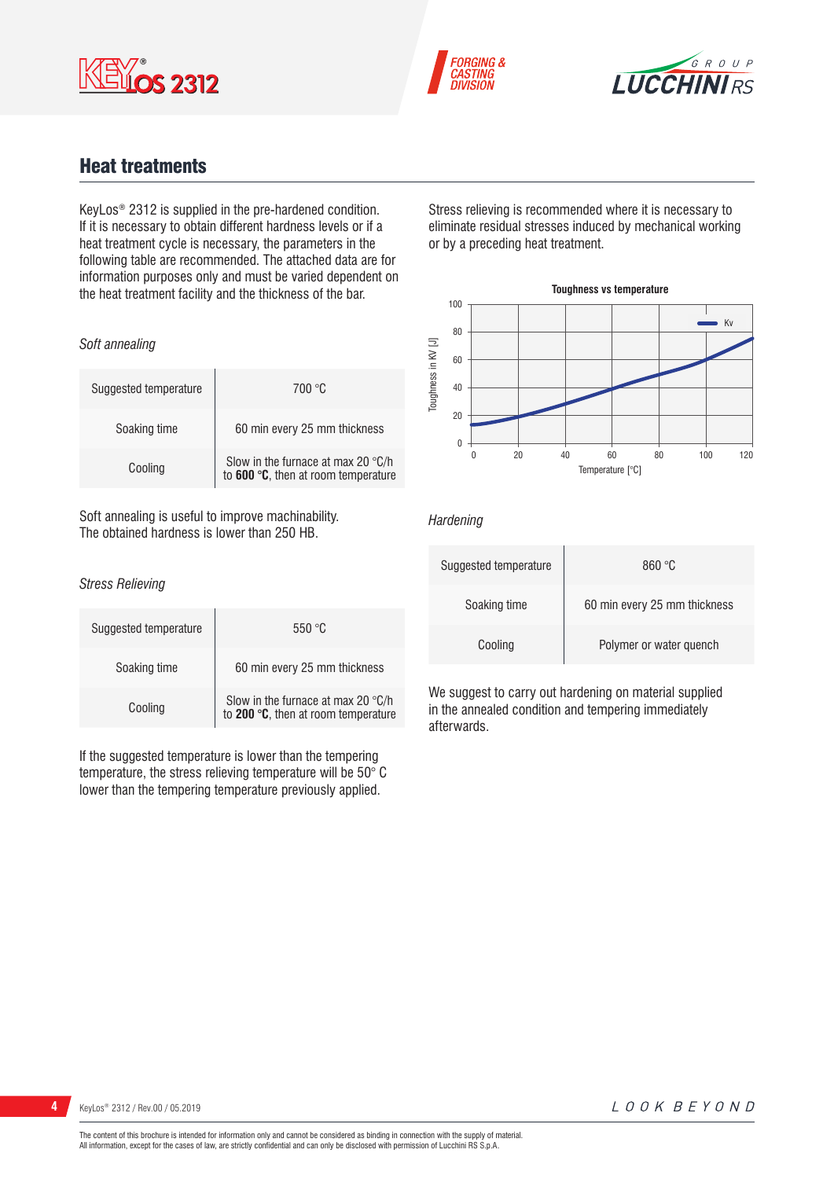## Heat treatments

KeyLos® 2312 is supplied in the pre-hardened condition. If it is necessary to obtain different hardness levels or if a heat treatment cycle is necessary, the parameters in the following table are recommended. The attached data are for information purposes only and must be varied dependent on the heat treatment facility and the thickness of the bar.

*Soft annealing*

| Suggested temperature | 700 °C |
|---|---|
| Soaking time | 60 min every 25 mm thickness |
| Cooling | Slow in the furnace at max 20 °C/h to **600 °C**, then at room temperature |

Soft annealing is useful to improve machinability.
The obtained hardness is lower than 250 HB.

*Stress Relieving*

| Suggested temperature | 550 °C |
|---|---|
| Soaking time | 60 min every 25 mm thickness |
| Cooling | Slow in the furnace at max 20 °C/h to **200 °C**, then at room temperature |

If the suggested temperature is lower than the tempering temperature, the stress relieving temperature will be 50° C lower than the tempering temperature previously applied.

Stress relieving is recommended where it is necessary to eliminate residual stresses induced by mechanical working or by a preceding heat treatment.

**Toughness vs temperature**

*Hardening*

| Suggested temperature | 860 °C |
|---|---|
| Soaking time | 60 min every 25 mm thickness |
| Cooling | Polymer or water quench |

We suggest to carry out hardening on material supplied in the annealed condition and tempering immediately afterwards.

The content of this brochure is intended for information only and cannot be considered as binding in connection with the supply of material.
All information, except for the cases of law, are strictly confidential and can only be disclosed with permission of Lucchini RS S.p.A.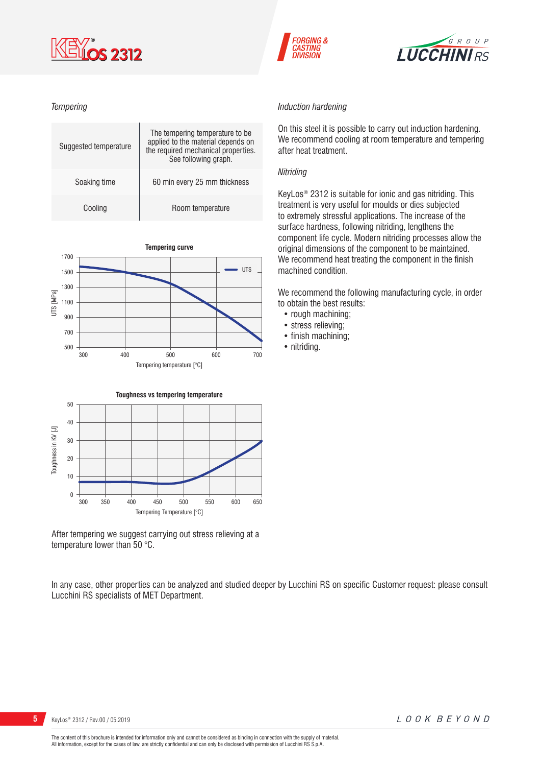*Tempering*

| Suggested temperature | The tempering temperature to be applied to the material depends on the required mechanical properties. See following graph. |
|---|---|
| Soaking time | 60 min every 25 mm thickness |
| Cooling | Room temperature |

**Tempering curve**

**Toughness vs tempering temperature**

After tempering we suggest carrying out stress relieving at a temperature lower than 50 °C.

*Induction hardening*

On this steel it is possible to carry out induction hardening. We recommend cooling at room temperature and tempering after heat treatment.

*Nitriding*

KeyLos® 2312 is suitable for ionic and gas nitriding. This treatment is very useful for moulds or dies subjected to extremely stressful applications. The increase of the surface hardness, following nitriding, lengthens the component life cycle. Modern nitriding processes allow the original dimensions of the component to be maintained. We recommend heat treating the component in the finish machined condition.

We recommend the following manufacturing cycle, in order to obtain the best results:

- rough machining;
- stress relieving;
- finish machining;
- nitriding.

In any case, other properties can be analyzed and studied deeper by Lucchini RS on specific Customer request: please consult Lucchini RS specialists of MET Department.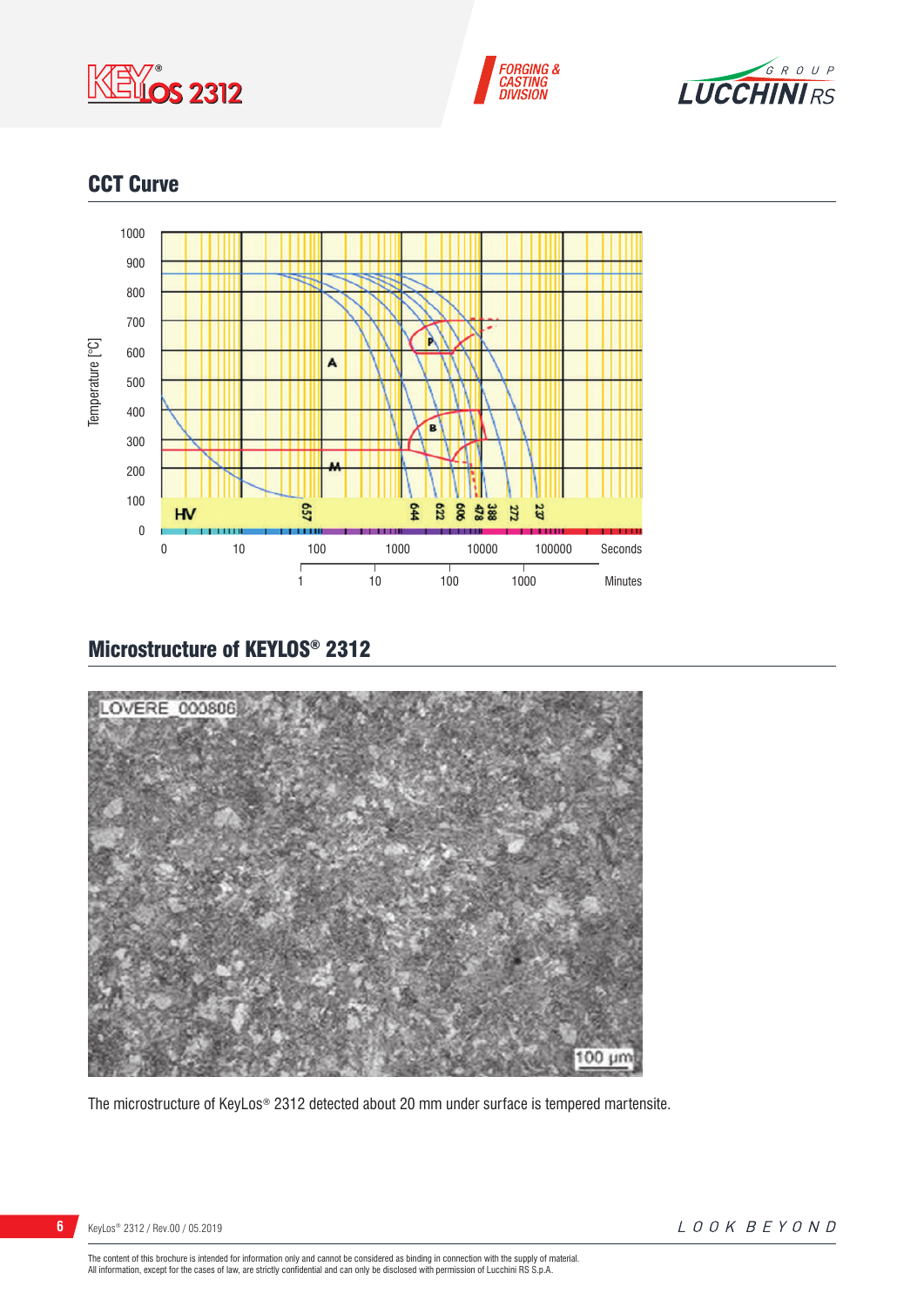## CCT Curve

## Microstructure of KEYLOS® 2312

The microstructure of KeyLos® 2312 detected about 20 mm under surface is tempered martensite.

The content of this brochure is intended for information only and cannot be considered as binding in connection with the supply of material.
All information, except for the cases of law, are strictly confidential and can only be disclosed with permission of Lucchini RS S.p.A.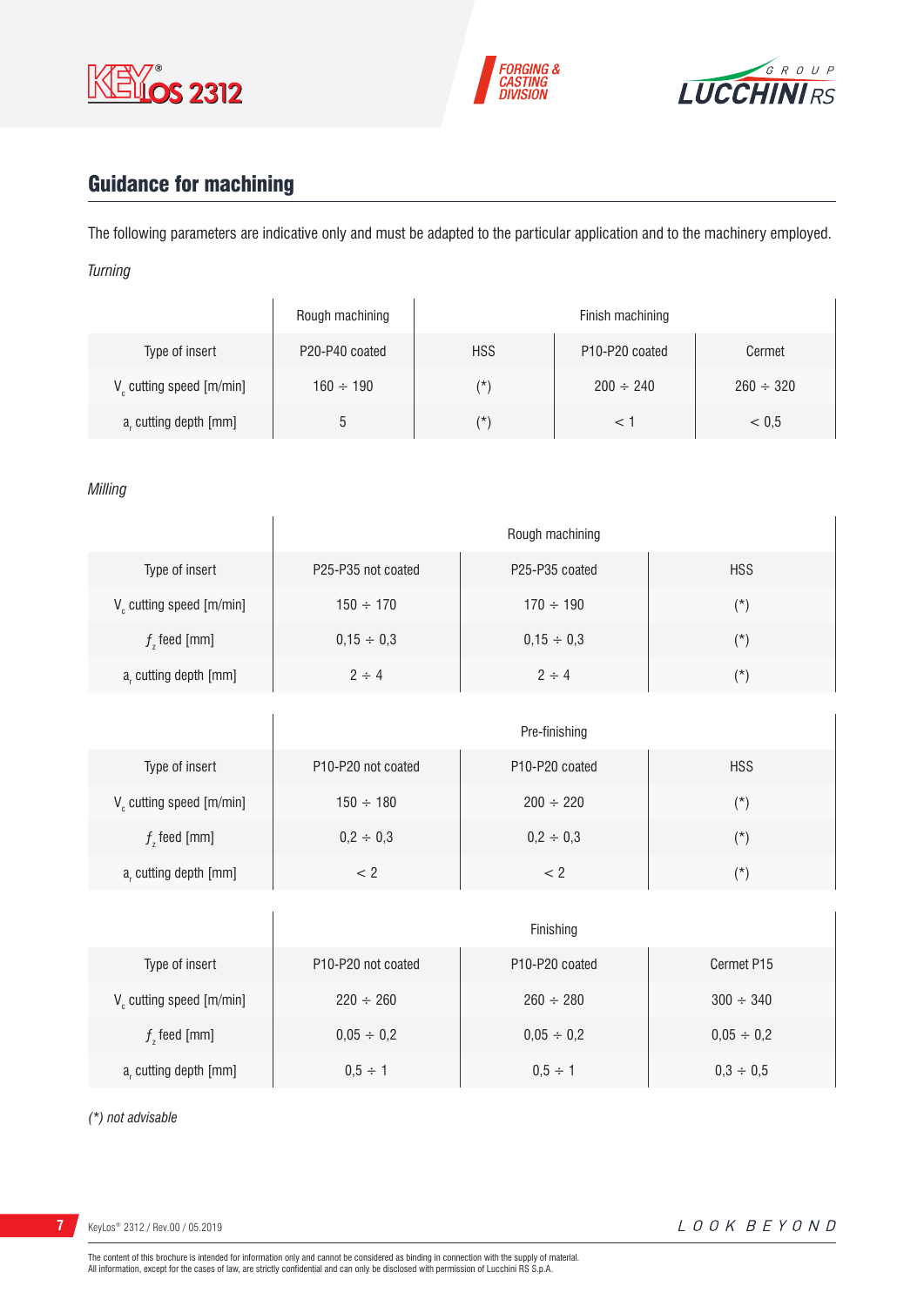## Guidance for machining

The following parameters are indicative only and must be adapted to the particular application and to the machinery employed.

*Turning*

| | Rough machining | Finish machining | | |
|---|---|---|---|---|
| Type of insert | P20-P40 coated | HSS | P10-P20 coated | Cermet |
| $V_c$ cutting speed [m/min] | 160 ÷ 190 | (*) | 200 ÷ 240 | 260 ÷ 320 |
| $a_r$ cutting depth [mm] | 5 | (*) | < 1 | < 0,5 |

*Milling*

| | Rough machining | | |
|---|---|---|---|
| Type of insert | P25-P35 not coated | P25-P35 coated | HSS |
| $V_c$ cutting speed [m/min] | 150 ÷ 170 | 170 ÷ 190 | (*) |
| $f_z$ feed [mm] | 0,15 ÷ 0,3 | 0,15 ÷ 0,3 | (*) |
| $a_r$ cutting depth [mm] | 2 ÷ 4 | 2 ÷ 4 | (*) |

| | Pre-finishing | | |
|---|---|---|---|
| Type of insert | P10-P20 not coated | P10-P20 coated | HSS |
| $V_c$ cutting speed [m/min] | 150 ÷ 180 | 200 ÷ 220 | (*) |
| $f_z$ feed [mm] | 0,2 ÷ 0,3 | 0,2 ÷ 0,3 | (*) |
| $a_r$ cutting depth [mm] | < 2 | < 2 | (*) |

| | Finishing | | |
|---|---|---|---|
| Type of insert | P10-P20 not coated | P10-P20 coated | Cermet P15 |
| $V_c$ cutting speed [m/min] | 220 ÷ 260 | 260 ÷ 280 | 300 ÷ 340 |
| $f_z$ feed [mm] | 0,05 ÷ 0,2 | 0,05 ÷ 0,2 | 0,05 ÷ 0,2 |
| $a_r$ cutting depth [mm] | 0,5 ÷ 1 | 0,5 ÷ 1 | 0,3 ÷ 0,5 |

*(*) not advisable*

The content of this brochure is intended for information only and cannot be considered as binding in connection with the supply of material.
All information, except for the cases of law, are strictly confidential and can only be disclosed with permission of Lucchini RS S.p.A.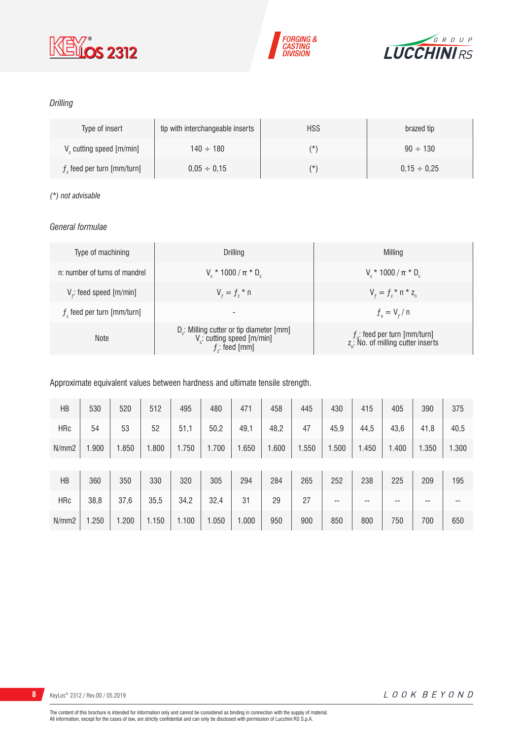*Drilling*

| Type of insert | tip with interchangeable inserts | HSS | brazed tip |
|---|---|---|---|
| $V_c$ cutting speed [m/min] | 140 ÷ 180 | (*) | 90 ÷ 130 |
| $f_z$ feed per turn [mm/turn] | 0,05 ÷ 0,15 | (*) | 0,15 ÷ 0,25 |

*(*) not advisable*

*General formulae*

| Type of machining | Drilling | Milling |
|---|---|---|
| n: number of turns of mandrel | $V_c * 1000 / \pi * D_c$ | $V_c * 1000 / \pi * D_c$ |
| $V_f$: feed speed [m/min] | $V_f = f_z * n$ | $V_f = f_z * n * z_n$ |
| $f_z$ feed per turn [mm/turn] | - | $f_n = V_f / n$ |
| Note | $D_c$: Milling cutter or tip diameter [mm]<br>$V_c$: cutting speed [m/min]<br>$f_z$: feed [mm] | $f_n$: feed per turn [mm/turn]<br>$z_n$: No. of milling cutter inserts |

Approximate equivalent values between hardness and ultimate tensile strength.

| HB | 530 | 520 | 512 | 495 | 480 | 471 | 458 | 445 | 430 | 415 | 405 | 390 | 375 |
|---|---|---|---|---|---|---|---|---|---|---|---|---|---|
| HRc | 54 | 53 | 52 | 51,1 | 50,2 | 49,1 | 48,2 | 47 | 45,9 | 44,5 | 43,6 | 41,8 | 40,5 |
| N/mm2 | 1.900 | 1.850 | 1.800 | 1.750 | 1.700 | 1.650 | 1.600 | 1.550 | 1.500 | 1.450 | 1.400 | 1.350 | 1.300 |

| HB | 360 | 350 | 330 | 320 | 305 | 294 | 284 | 265 | 252 | 238 | 225 | 209 | 195 |
|---|---|---|---|---|---|---|---|---|---|---|---|---|---|
| HRc | 38,8 | 37,6 | 35,5 | 34,2 | 32,4 | 31 | 29 | 27 | -- | -- | -- | -- | -- |
| N/mm2 | 1.250 | 1.200 | 1.150 | 1.100 | 1.050 | 1.000 | 950 | 900 | 850 | 800 | 750 | 700 | 650 |

The content of this brochure is intended for information only and cannot be considered as binding in connection with the supply of material.
All information, except for the cases of law, are strictly confidential and can only be disclosed with permission of Lucchini RS S.p.A.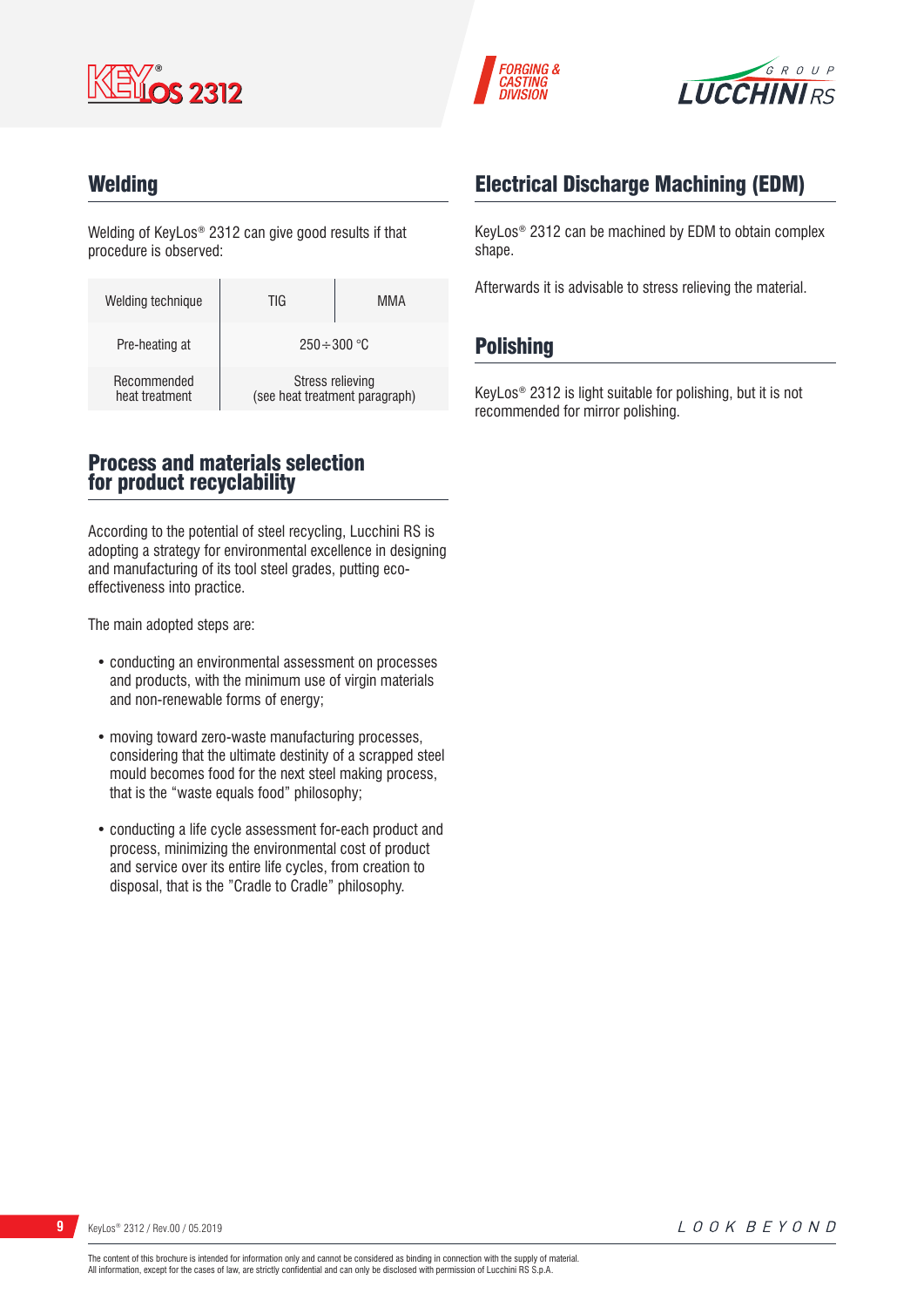## Welding

Welding of KeyLos® 2312 can give good results if that procedure is observed:

| | | |
|---|---|---|
| Welding technique | TIG | MMA |
| Pre-heating at | 250÷300 °C | |
| Recommended heat treatment | Stress relieving (see heat treatment paragraph) | |

## Process and materials selection for product recyclability

According to the potential of steel recycling, Lucchini RS is adopting a strategy for environmental excellence in designing and manufacturing of its tool steel grades, putting eco-effectiveness into practice.

The main adopted steps are:

- conducting an environmental assessment on processes and products, with the minimum use of virgin materials and non-renewable forms of energy;
- moving toward zero-waste manufacturing processes, considering that the ultimate destinity of a scrapped steel mould becomes food for the next steel making process, that is the "waste equals food" philosophy;
- conducting a life cycle assessment for-each product and process, minimizing the environmental cost of product and service over its entire life cycles, from creation to disposal, that is the "Cradle to Cradle" philosophy.

## Electrical Discharge Machining (EDM)

KeyLos® 2312 can be machined by EDM to obtain complex shape.

Afterwards it is advisable to stress relieving the material.

## Polishing

KeyLos® 2312 is light suitable for polishing, but it is not recommended for mirror polishing.

The content of this brochure is intended for information only and cannot be considered as binding in connection with the supply of material.
All information, except for the cases of law, are strictly confidential and can only be disclosed with permission of Lucchini RS S.p.A.